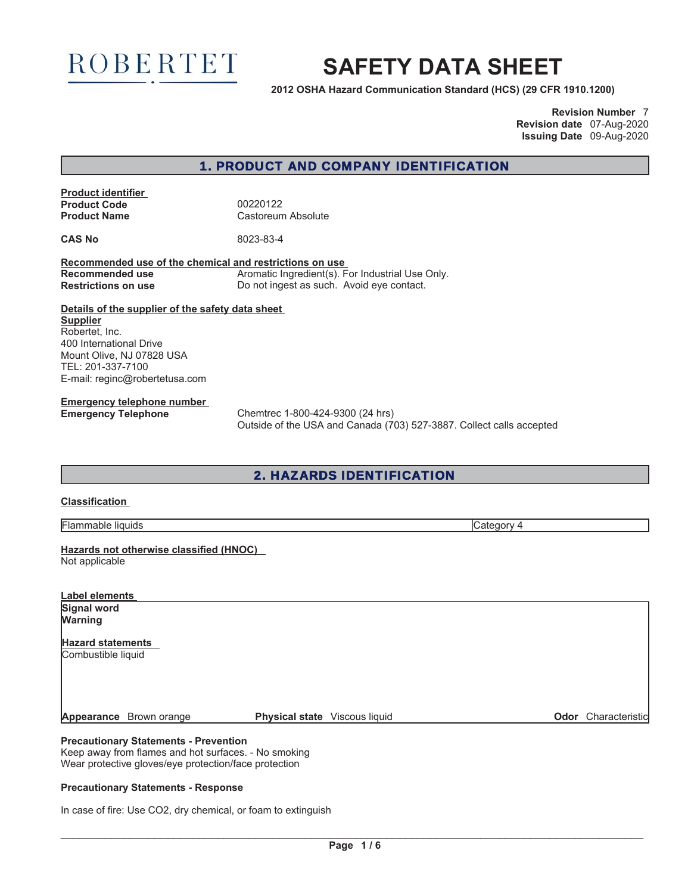ROBERTET

# SAFETY DATA SHEET

**2012 OSHA Hazard Communication Standard (HCS) (29 CFR 1910.1200)**

**Revision Number** 7
**Revision date** 07-Aug-2020
**Issuing Date** 09-Aug-2020

## 1. PRODUCT AND COMPANY IDENTIFICATION

**Product identifier**

| | |
|---|---|
| **Product Code** | 00220122 |
| **Product Name** | Castoreum Absolute |
| **CAS No** | 8023-83-4 |

**Recommended use of the chemical and restrictions on use**

| | |
|---|---|
| **Recommended use** | Aromatic Ingredient(s). For Industrial Use Only. |
| **Restrictions on use** | Do not ingest as such. Avoid eye contact. |

**Details of the supplier of the safety data sheet**

**Supplier**
Robertet, Inc.
400 International Drive
Mount Olive, NJ 07828 USA
TEL: 201-337-7100
E-mail: reginc@robertetusa.com

**Emergency telephone number**

| | |
|---|---|
| **Emergency Telephone** | Chemtrec 1-800-424-9300 (24 hrs)<br>Outside of the USA and Canada (703) 527-3887. Collect calls accepted |

## 2. HAZARDS IDENTIFICATION

**Classification**

| | |
|---|---|
| Flammable liquids | Category 4 |

**Hazards not otherwise classified (HNOC)**
Not applicable

**Label elements**

**Signal word**
**Warning**

**Hazard statements**
Combustible liquid

**Appearance** Brown orange **Physical state** Viscous liquid **Odor** Characteristic

**Precautionary Statements - Prevention**
Keep away from flames and hot surfaces. - No smoking
Wear protective gloves/eye protection/face protection

**Precautionary Statements - Response**

In case of fire: Use CO2, dry chemical, or foam to extinguish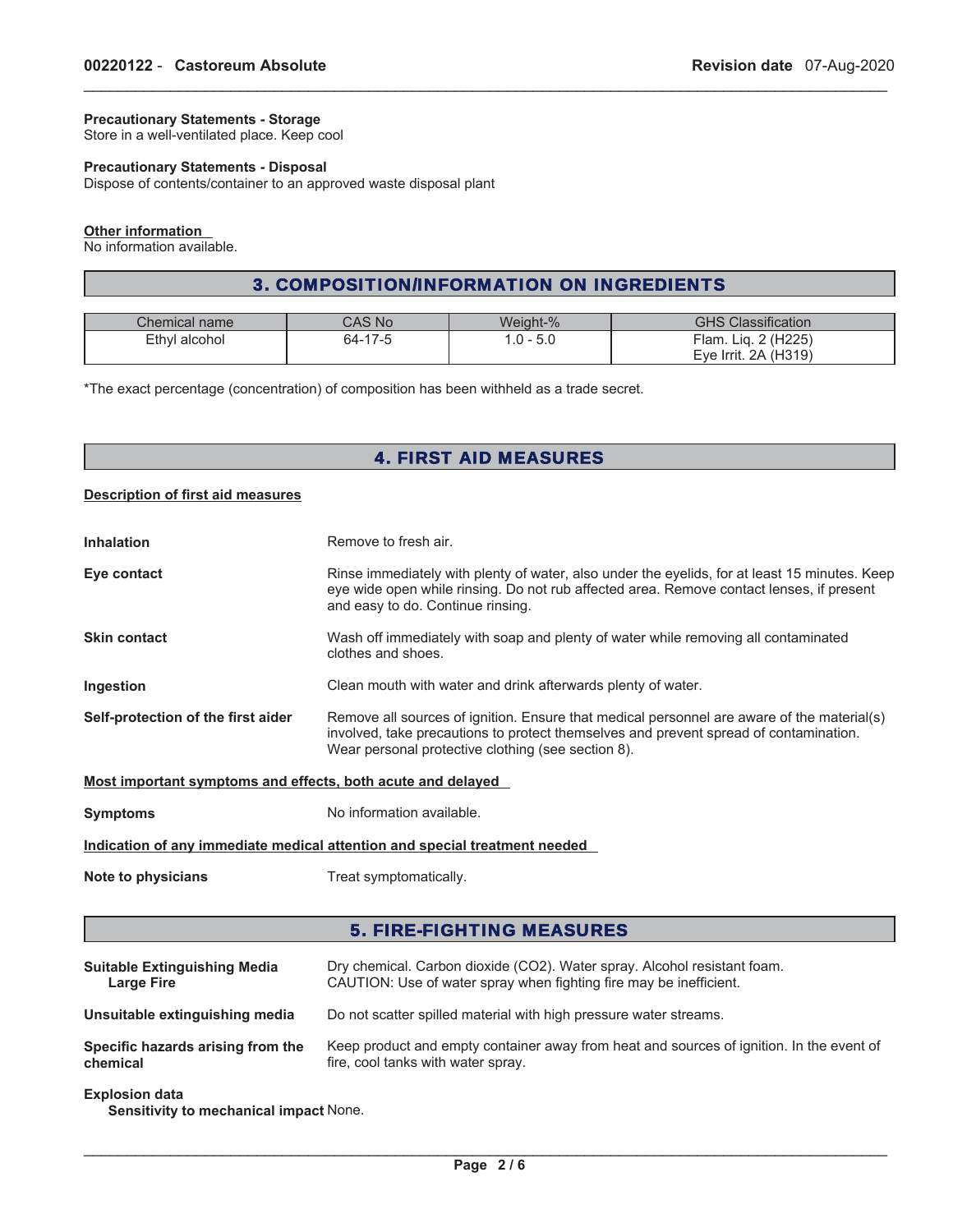**Precautionary Statements - Storage**
Store in a well-ventilated place. Keep cool

**Precautionary Statements - Disposal**
Dispose of contents/container to an approved waste disposal plant

**Other information**
No information available.

## 3. COMPOSITION/INFORMATION ON INGREDIENTS

| Chemical name | CAS No | Weight-% | GHS Classification |
|---|---|---|---|
| Ethyl alcohol | 64-17-5 | 1.0 - 5.0 | Flam. Liq. 2 (H225)<br>Eye Irrit. 2A (H319) |

*The exact percentage (concentration) of composition has been withheld as a trade secret.

## 4. FIRST AID MEASURES

**Description of first aid measures**

**Inhalation** Remove to fresh air.

**Eye contact** Rinse immediately with plenty of water, also under the eyelids, for at least 15 minutes. Keep eye wide open while rinsing. Do not rub affected area. Remove contact lenses, if present and easy to do. Continue rinsing.

**Skin contact** Wash off immediately with soap and plenty of water while removing all contaminated clothes and shoes.

**Ingestion** Clean mouth with water and drink afterwards plenty of water.

**Self-protection of the first aider** Remove all sources of ignition. Ensure that medical personnel are aware of the material(s) involved, take precautions to protect themselves and prevent spread of contamination. Wear personal protective clothing (see section 8).

**Most important symptoms and effects, both acute and delayed**

**Symptoms** No information available.

**Indication of any immediate medical attention and special treatment needed**

**Note to physicians** Treat symptomatically.

## 5. FIRE-FIGHTING MEASURES

**Suitable Extinguishing Media**
**Large Fire**
Dry chemical. Carbon dioxide ($CO_2$). Water spray. Alcohol resistant foam.
CAUTION: Use of water spray when fighting fire may be inefficient.

**Unsuitable extinguishing media** Do not scatter spilled material with high pressure water streams.

**Specific hazards arising from the chemical** Keep product and empty container away from heat and sources of ignition. In the event of fire, cool tanks with water spray.

**Explosion data**
**Sensitivity to mechanical impact** None.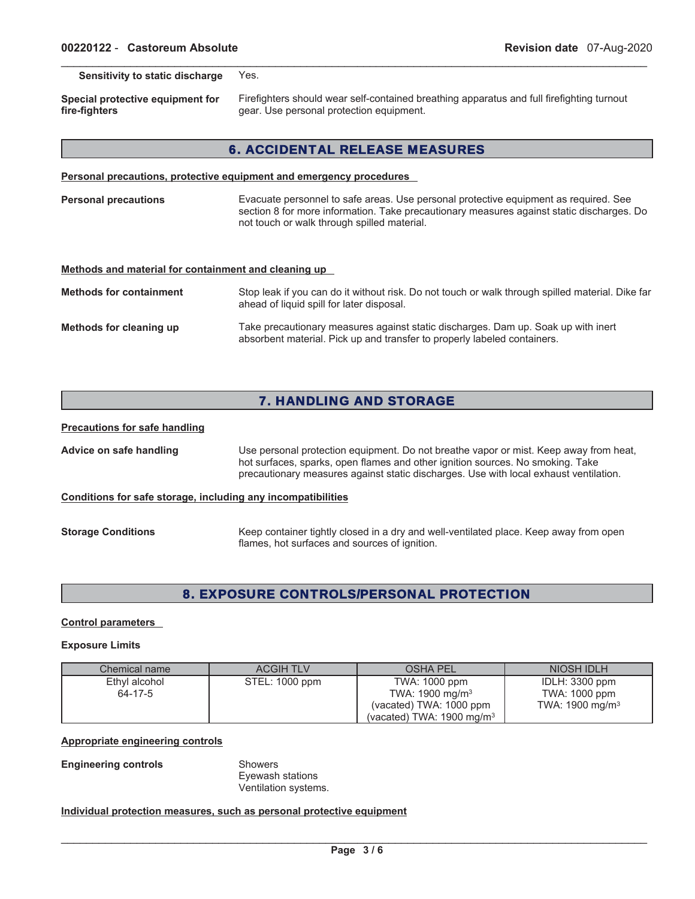**Sensitivity to static discharge** Yes.

**Special protective equipment for fire-fighters** Firefighters should wear self-contained breathing apparatus and full firefighting turnout gear. Use personal protection equipment.

## 6. ACCIDENTAL RELEASE MEASURES

**Personal precautions, protective equipment and emergency procedures**

**Personal precautions** Evacuate personnel to safe areas. Use personal protective equipment as required. See section 8 for more information. Take precautionary measures against static discharges. Do not touch or walk through spilled material.

**Methods and material for containment and cleaning up**

**Methods for containment** Stop leak if you can do it without risk. Do not touch or walk through spilled material. Dike far ahead of liquid spill for later disposal.

**Methods for cleaning up** Take precautionary measures against static discharges. Dam up. Soak up with inert absorbent material. Pick up and transfer to properly labeled containers.

## 7. HANDLING AND STORAGE

**Precautions for safe handling**

**Advice on safe handling** Use personal protection equipment. Do not breathe vapor or mist. Keep away from heat, hot surfaces, sparks, open flames and other ignition sources. No smoking. Take precautionary measures against static discharges. Use with local exhaust ventilation.

**Conditions for safe storage, including any incompatibilities**

**Storage Conditions** Keep container tightly closed in a dry and well-ventilated place. Keep away from open flames, hot surfaces and sources of ignition.

## 8. EXPOSURE CONTROLS/PERSONAL PROTECTION

**Control parameters**

**Exposure Limits**

| Chemical name | ACGIH TLV | OSHA PEL | NIOSH IDLH |
|---|---|---|---|
| Ethyl alcohol<br>64-17-5 | STEL: 1000 ppm | TWA: 1000 ppm<br>TWA: 1900 mg/m³<br>(vacated) TWA: 1000 ppm<br>(vacated) TWA: 1900 mg/m³ | IDLH: 3300 ppm<br>TWA: 1000 ppm<br>TWA: 1900 mg/m³ |

**Appropriate engineering controls**

**Engineering controls** Showers
Eyewash stations
Ventilation systems.

**Individual protection measures, such as personal protective equipment**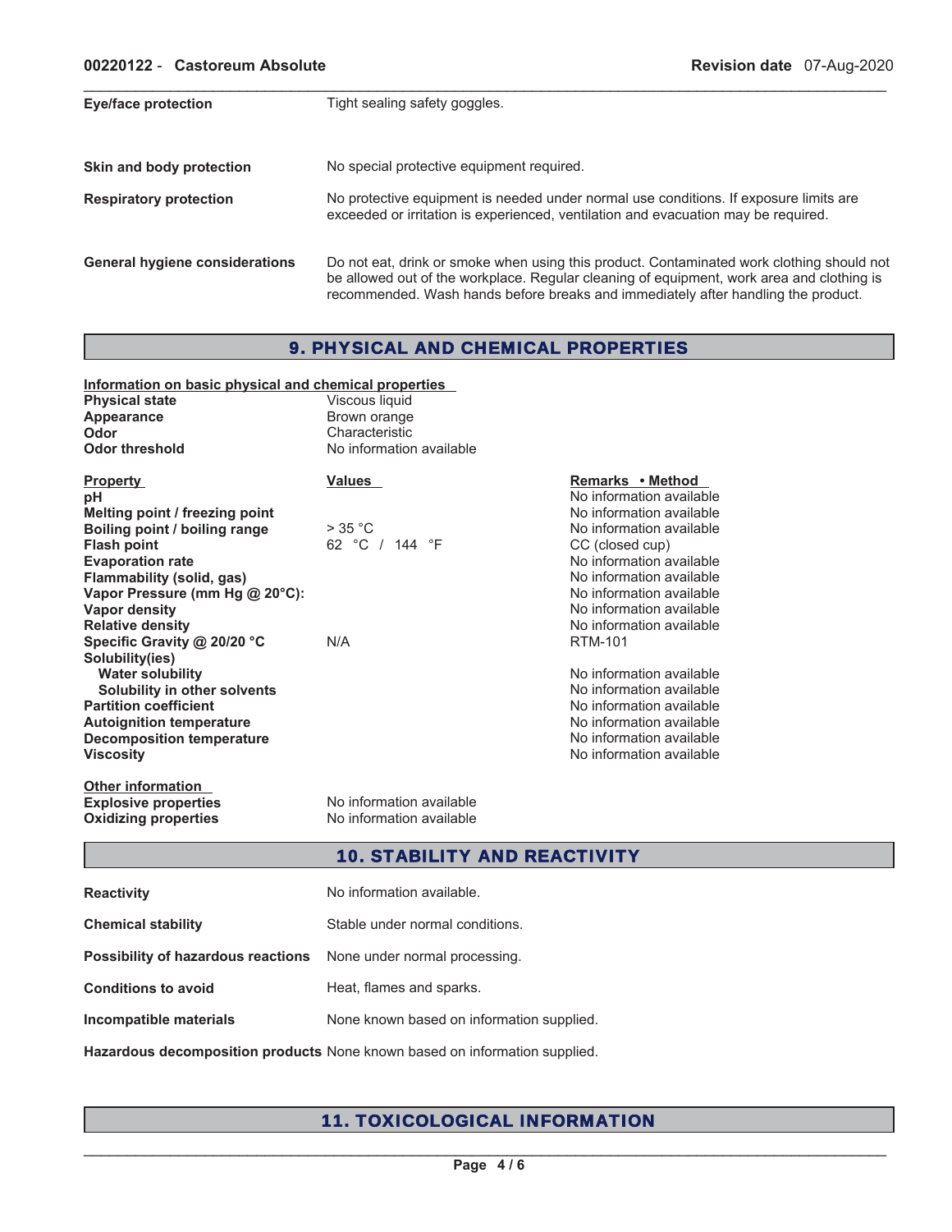| | |
|---|---|
| **Eye/face protection** | Tight sealing safety goggles. |
| **Skin and body protection** | No special protective equipment required. |
| **Respiratory protection** | No protective equipment is needed under normal use conditions. If exposure limits are exceeded or irritation is experienced, ventilation and evacuation may be required. |
| **General hygiene considerations** | Do not eat, drink or smoke when using this product. Contaminated work clothing should not be allowed out of the workplace. Regular cleaning of equipment, work area and clothing is recommended. Wash hands before breaks and immediately after handling the product. |

## 9. PHYSICAL AND CHEMICAL PROPERTIES

**Information on basic physical and chemical properties**

| | |
|---|---|
| **Physical state** | Viscous liquid |
| **Appearance** | Brown orange |
| **Odor** | Characteristic |
| **Odor threshold** | No information available |

| Property | Values | Remarks • Method |
|---|---|---|
| **pH** | | No information available |
| **Melting point / freezing point** | | No information available |
| **Boiling point / boiling range** | > 35 °C | No information available |
| **Flash point** | 62 °C / 144 °F | CC (closed cup) |
| **Evaporation rate** | | No information available |
| **Flammability (solid, gas)** | | No information available |
| **Vapor Pressure (mm Hg @ 20°C):** | | No information available |
| **Vapor density** | | No information available |
| **Relative density** | | No information available |
| **Specific Gravity @ 20/20 °C** | N/A | RTM-101 |
| **Solubility(ies)** | | |
| **Water solubility** | | No information available |
| **Solubility in other solvents** | | No information available |
| **Partition coefficient** | | No information available |
| **Autoignition temperature** | | No information available |
| **Decomposition temperature** | | No information available |
| **Viscosity** | | No information available |

**Other information**

| | |
|---|---|
| **Explosive properties** | No information available |
| **Oxidizing properties** | No information available |

## 10. STABILITY AND REACTIVITY

| | |
|---|---|
| **Reactivity** | No information available. |
| **Chemical stability** | Stable under normal conditions. |
| **Possibility of hazardous reactions** | None under normal processing. |
| **Conditions to avoid** | Heat, flames and sparks. |
| **Incompatible materials** | None known based on information supplied. |
| **Hazardous decomposition products** | None known based on information supplied. |

## 11. TOXICOLOGICAL INFORMATION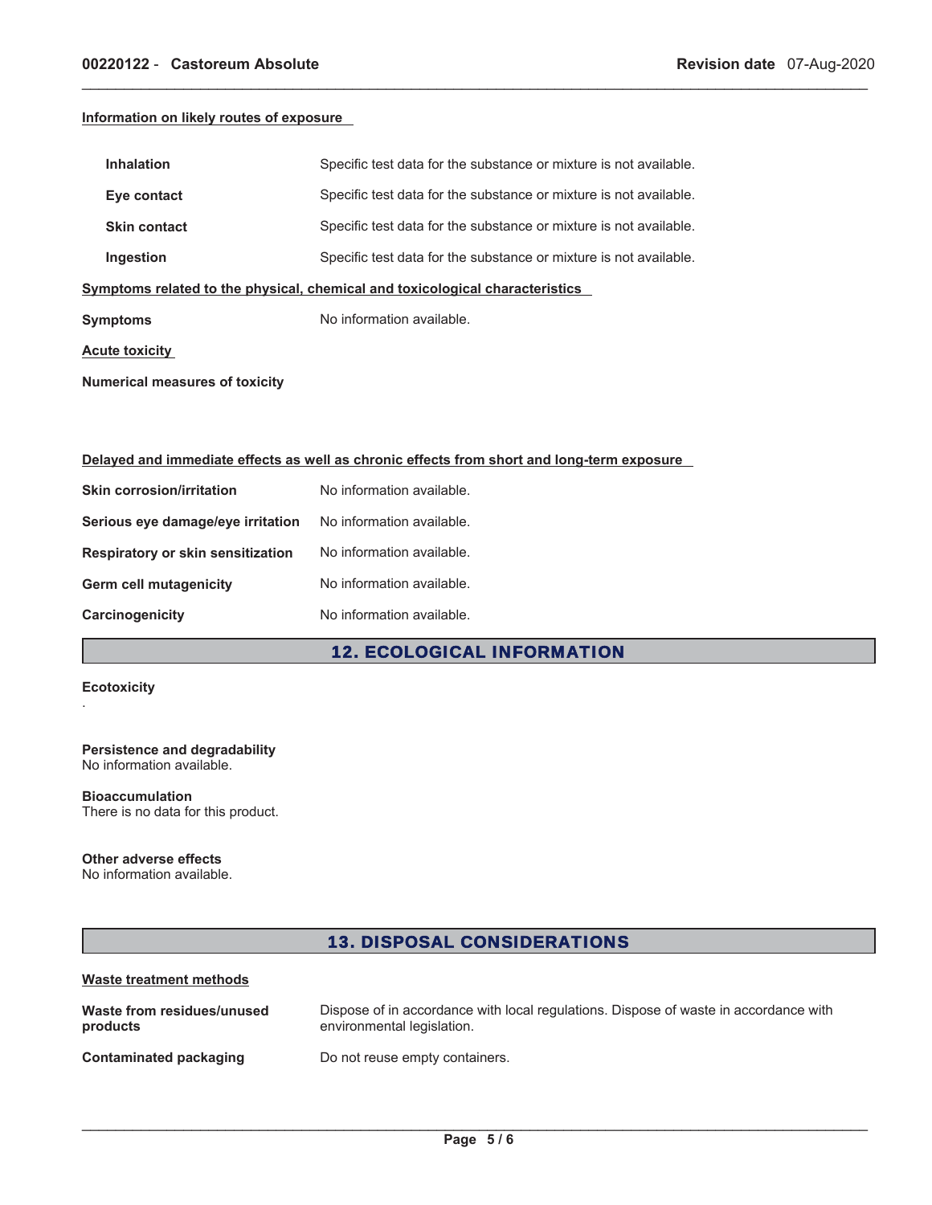#### Information on likely routes of exposure

| | |
|---|---|
| **Inhalation** | Specific test data for the substance or mixture is not available. |
| **Eye contact** | Specific test data for the substance or mixture is not available. |
| **Skin contact** | Specific test data for the substance or mixture is not available. |
| **Ingestion** | Specific test data for the substance or mixture is not available. |

#### Symptoms related to the physical, chemical and toxicological characteristics

**Symptoms** No information available.

#### Acute toxicity

**Numerical measures of toxicity**

#### Delayed and immediate effects as well as chronic effects from short and long-term exposure

| | |
|---|---|
| **Skin corrosion/irritation** | No information available. |
| **Serious eye damage/eye irritation** | No information available. |
| **Respiratory or skin sensitization** | No information available. |
| **Germ cell mutagenicity** | No information available. |
| **Carcinogenicity** | No information available. |

## 12. ECOLOGICAL INFORMATION

**Ecotoxicity**

.

**Persistence and degradability**
No information available.

**Bioaccumulation**
There is no data for this product.

**Other adverse effects**
No information available.

## 13. DISPOSAL CONSIDERATIONS

#### Waste treatment methods

| | |
|---|---|
| **Waste from residues/unused products** | Dispose of in accordance with local regulations. Dispose of waste in accordance with environmental legislation. |
| **Contaminated packaging** | Do not reuse empty containers. |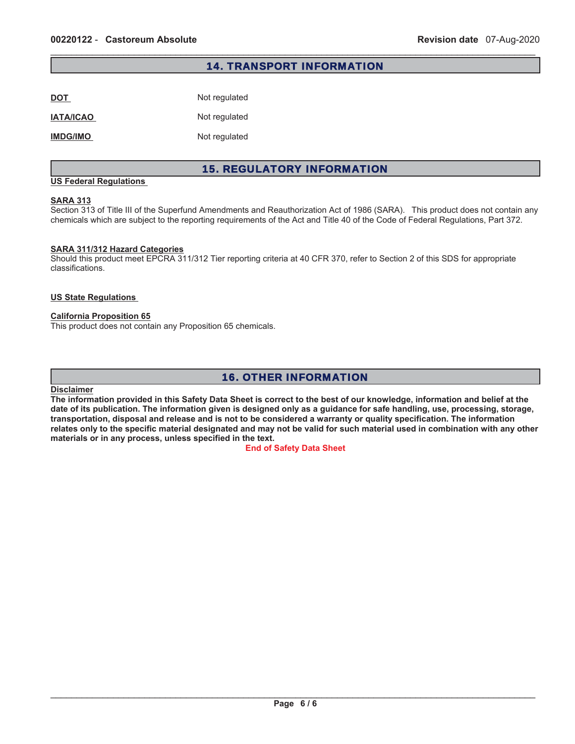## 14. TRANSPORT INFORMATION

| | |
|---|---|
| **DOT** | Not regulated |
| **IATA/ICAO** | Not regulated |
| **IMDG/IMO** | Not regulated |

## 15. REGULATORY INFORMATION

### US Federal Regulations

**SARA 313**

Section 313 of Title III of the Superfund Amendments and Reauthorization Act of 1986 (SARA). This product does not contain any chemicals which are subject to the reporting requirements of the Act and Title 40 of the Code of Federal Regulations, Part 372.

**SARA 311/312 Hazard Categories**

Should this product meet EPCRA 311/312 Tier reporting criteria at 40 CFR 370, refer to Section 2 of this SDS for appropriate classifications.

### US State Regulations

**California Proposition 65**

This product does not contain any Proposition 65 chemicals.

## 16. OTHER INFORMATION

**Disclaimer**

**The information provided in this Safety Data Sheet is correct to the best of our knowledge, information and belief at the date of its publication. The information given is designed only as a guidance for safe handling, use, processing, storage, transportation, disposal and release and is not to be considered a warranty or quality specification. The information relates only to the specific material designated and may not be valid for such material used in combination with any other materials or in any process, unless specified in the text.**

**End of Safety Data Sheet**